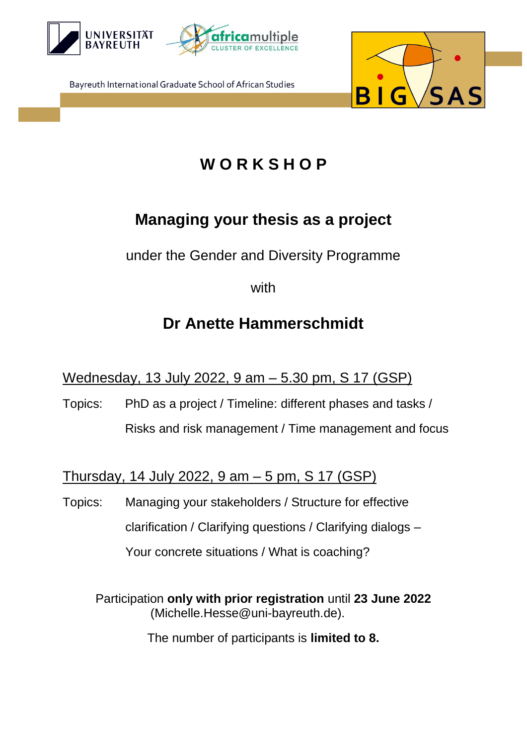UNIVERSITÄT BAYREUTH

africamultiple CLUSTER OF EXCELLENCE

Bayreuth International Graduate School of African Studies

BIGSAS

# W O R K S H O P

## Managing your thesis as a project

under the Gender and Diversity Programme

with

## Dr Anette Hammerschmidt

Wednesday, 13 July 2022, 9 am – 5.30 pm, S 17 (GSP)

Topics: PhD as a project / Timeline: different phases and tasks / Risks and risk management / Time management and focus

Thursday, 14 July 2022, 9 am – 5 pm, S 17 (GSP)

Topics: Managing your stakeholders / Structure for effective clarification / Clarifying questions / Clarifying dialogs – Your concrete situations / What is coaching?

Participation **only with prior registration** until **23 June 2022** (Michelle.Hesse@uni-bayreuth.de).

The number of participants is **limited to 8.**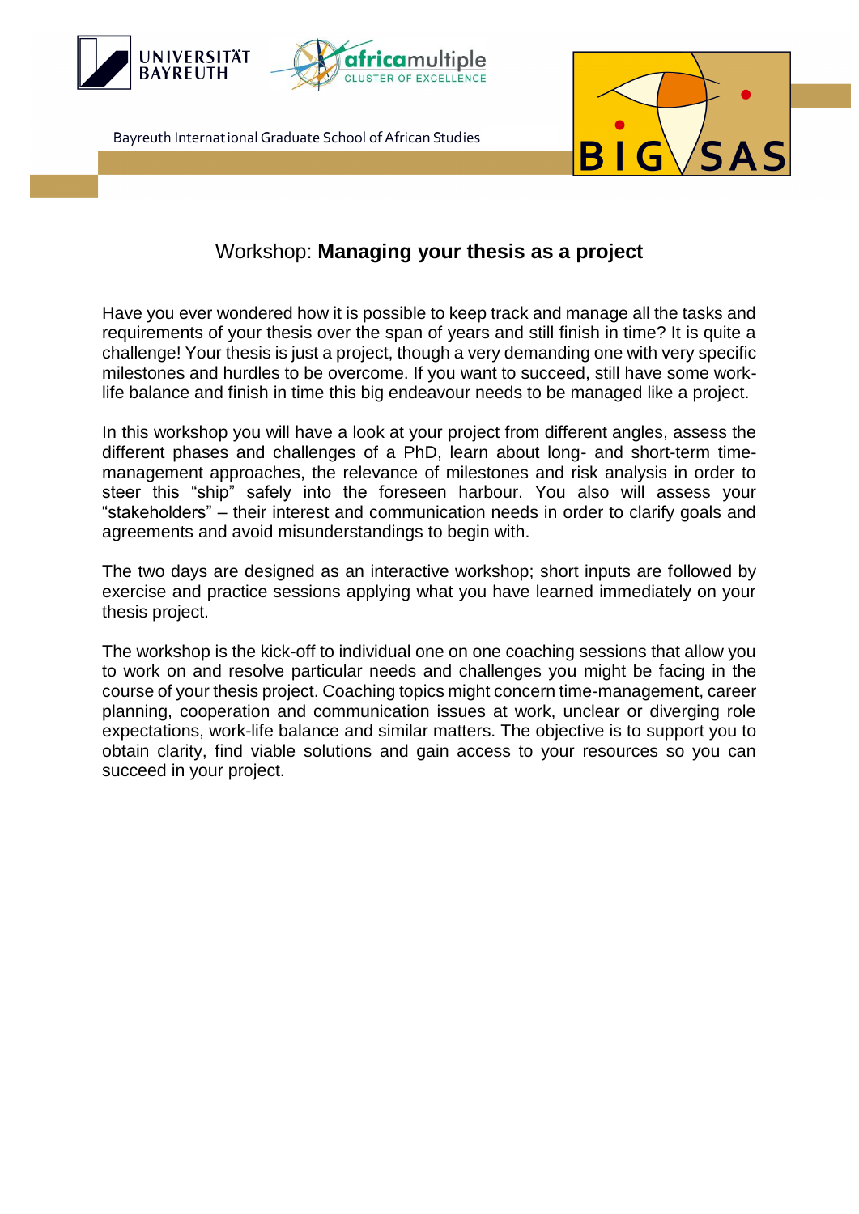Bayreuth International Graduate School of African Studies

# Workshop: **Managing your thesis as a project**

Have you ever wondered how it is possible to keep track and manage all the tasks and requirements of your thesis over the span of years and still finish in time? It is quite a challenge! Your thesis is just a project, though a very demanding one with very specific milestones and hurdles to be overcome. If you want to succeed, still have some work-life balance and finish in time this big endeavour needs to be managed like a project.

In this workshop you will have a look at your project from different angles, assess the different phases and challenges of a PhD, learn about long- and short-term time-management approaches, the relevance of milestones and risk analysis in order to steer this “ship” safely into the foreseen harbour. You also will assess your “stakeholders” – their interest and communication needs in order to clarify goals and agreements and avoid misunderstandings to begin with.

The two days are designed as an interactive workshop; short inputs are followed by exercise and practice sessions applying what you have learned immediately on your thesis project.

The workshop is the kick-off to individual one on one coaching sessions that allow you to work on and resolve particular needs and challenges you might be facing in the course of your thesis project. Coaching topics might concern time-management, career planning, cooperation and communication issues at work, unclear or diverging role expectations, work-life balance and similar matters. The objective is to support you to obtain clarity, find viable solutions and gain access to your resources so you can succeed in your project.